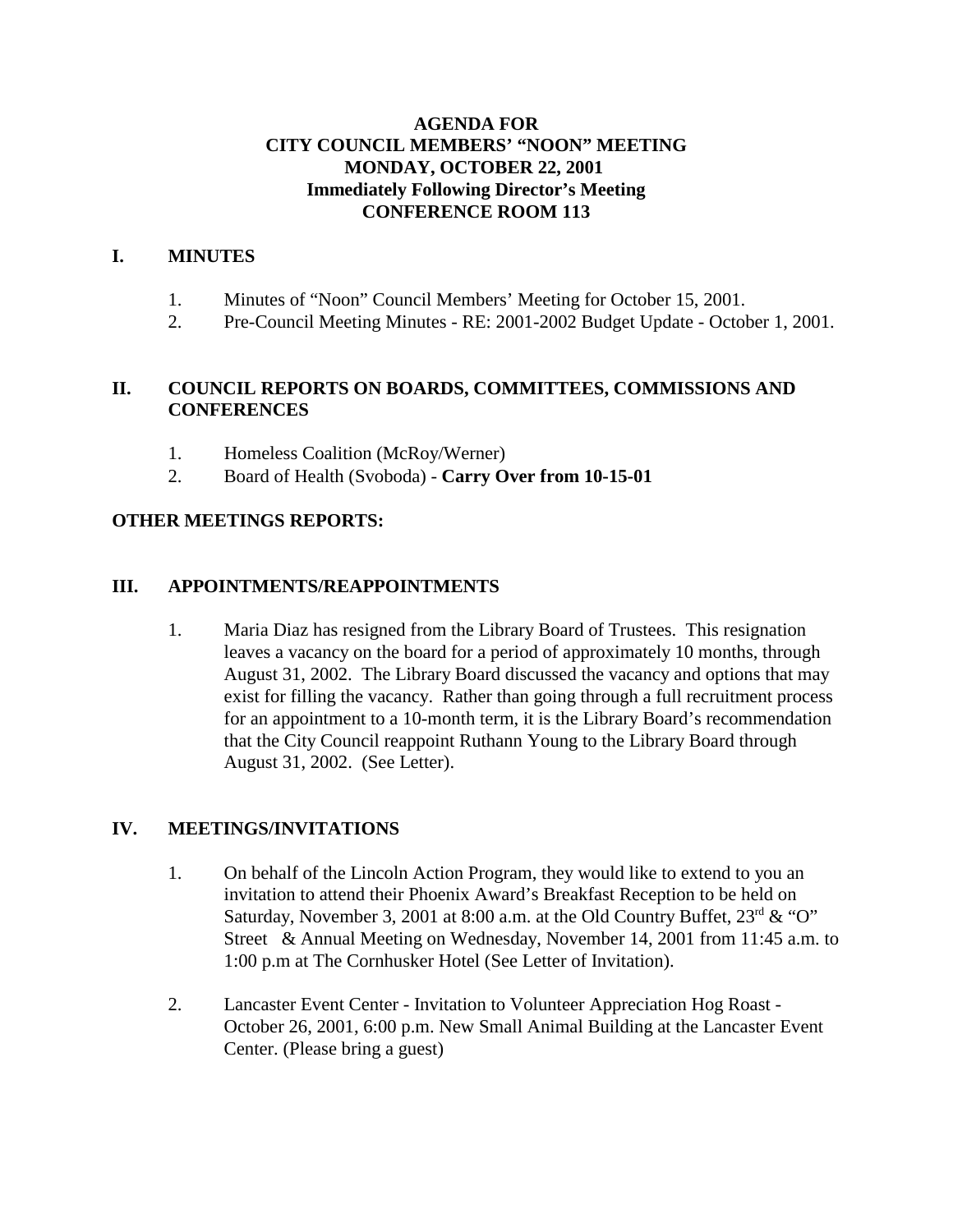# AGENDA FOR
# CITY COUNCIL MEMBERS' "NOON" MEETING
# MONDAY, OCTOBER 22, 2001
# Immediately Following Director's Meeting
# CONFERENCE ROOM 113

## I. MINUTES

1. Minutes of "Noon" Council Members' Meeting for October 15, 2001.
2. Pre-Council Meeting Minutes - RE: 2001-2002 Budget Update - October 1, 2001.

## II. COUNCIL REPORTS ON BOARDS, COMMITTEES, COMMISSIONS AND CONFERENCES

1. Homeless Coalition (McRoy/Werner)
2. Board of Health (Svoboda) - **Carry Over from 10-15-01**

## OTHER MEETINGS REPORTS:

## III. APPOINTMENTS/REAPPOINTMENTS

1. Maria Diaz has resigned from the Library Board of Trustees. This resignation leaves a vacancy on the board for a period of approximately 10 months, through August 31, 2002. The Library Board discussed the vacancy and options that may exist for filling the vacancy. Rather than going through a full recruitment process for an appointment to a 10-month term, it is the Library Board's recommendation that the City Council reappoint Ruthann Young to the Library Board through August 31, 2002. (See Letter).

## IV. MEETINGS/INVITATIONS

1. On behalf of the Lincoln Action Program, they would like to extend to you an invitation to attend their Phoenix Award's Breakfast Reception to be held on Saturday, November 3, 2001 at 8:00 a.m. at the Old Country Buffet, 23rd & "O" Street & Annual Meeting on Wednesday, November 14, 2001 from 11:45 a.m. to 1:00 p.m at The Cornhusker Hotel (See Letter of Invitation).

2. Lancaster Event Center - Invitation to Volunteer Appreciation Hog Roast - October 26, 2001, 6:00 p.m. New Small Animal Building at the Lancaster Event Center. (Please bring a guest)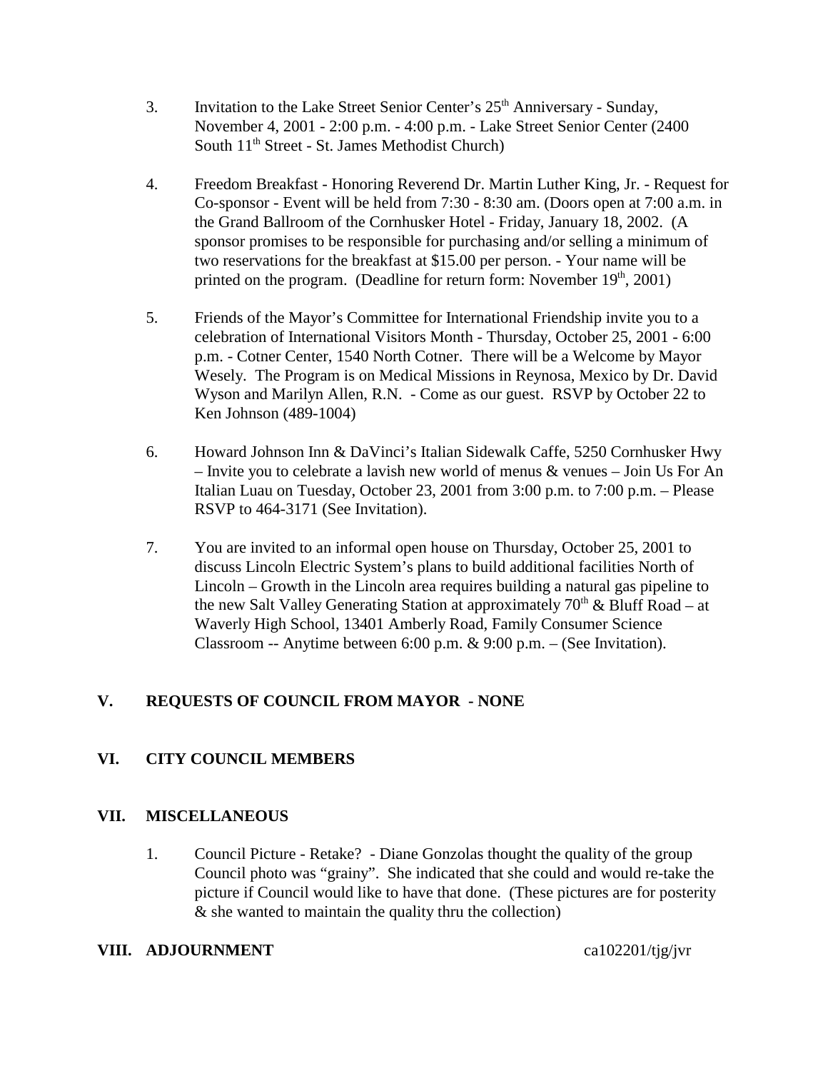3. Invitation to the Lake Street Senior Center's 25th Anniversary - Sunday, November 4, 2001 - 2:00 p.m. - 4:00 p.m. - Lake Street Senior Center (2400 South 11th Street - St. James Methodist Church)

4. Freedom Breakfast - Honoring Reverend Dr. Martin Luther King, Jr. - Request for Co-sponsor - Event will be held from 7:30 - 8:30 am. (Doors open at 7:00 a.m. in the Grand Ballroom of the Cornhusker Hotel - Friday, January 18, 2002. (A sponsor promises to be responsible for purchasing and/or selling a minimum of two reservations for the breakfast at $15.00 per person. - Your name will be printed on the program. (Deadline for return form: November 19th, 2001)

5. Friends of the Mayor's Committee for International Friendship invite you to a celebration of International Visitors Month - Thursday, October 25, 2001 - 6:00 p.m. - Cotner Center, 1540 North Cotner. There will be a Welcome by Mayor Wesely. The Program is on Medical Missions in Reynosa, Mexico by Dr. David Wyson and Marilyn Allen, R.N. - Come as our guest. RSVP by October 22 to Ken Johnson (489-1004)

6. Howard Johnson Inn & DaVinci's Italian Sidewalk Caffe, 5250 Cornhusker Hwy – Invite you to celebrate a lavish new world of menus & venues – Join Us For An Italian Luau on Tuesday, October 23, 2001 from 3:00 p.m. to 7:00 p.m. – Please RSVP to 464-3171 (See Invitation).

7. You are invited to an informal open house on Thursday, October 25, 2001 to discuss Lincoln Electric System's plans to build additional facilities North of Lincoln – Growth in the Lincoln area requires building a natural gas pipeline to the new Salt Valley Generating Station at approximately 70th & Bluff Road – at Waverly High School, 13401 Amberly Road, Family Consumer Science Classroom -- Anytime between 6:00 p.m. & 9:00 p.m. – (See Invitation).

## V. REQUESTS OF COUNCIL FROM MAYOR - NONE

## VI. CITY COUNCIL MEMBERS

## VII. MISCELLANEOUS

1. Council Picture - Retake? - Diane Gonzolas thought the quality of the group Council photo was "grainy". She indicated that she could and would re-take the picture if Council would like to have that done. (These pictures are for posterity & she wanted to maintain the quality thru the collection)

## VIII. ADJOURNMENT

ca102201/tjg/jvr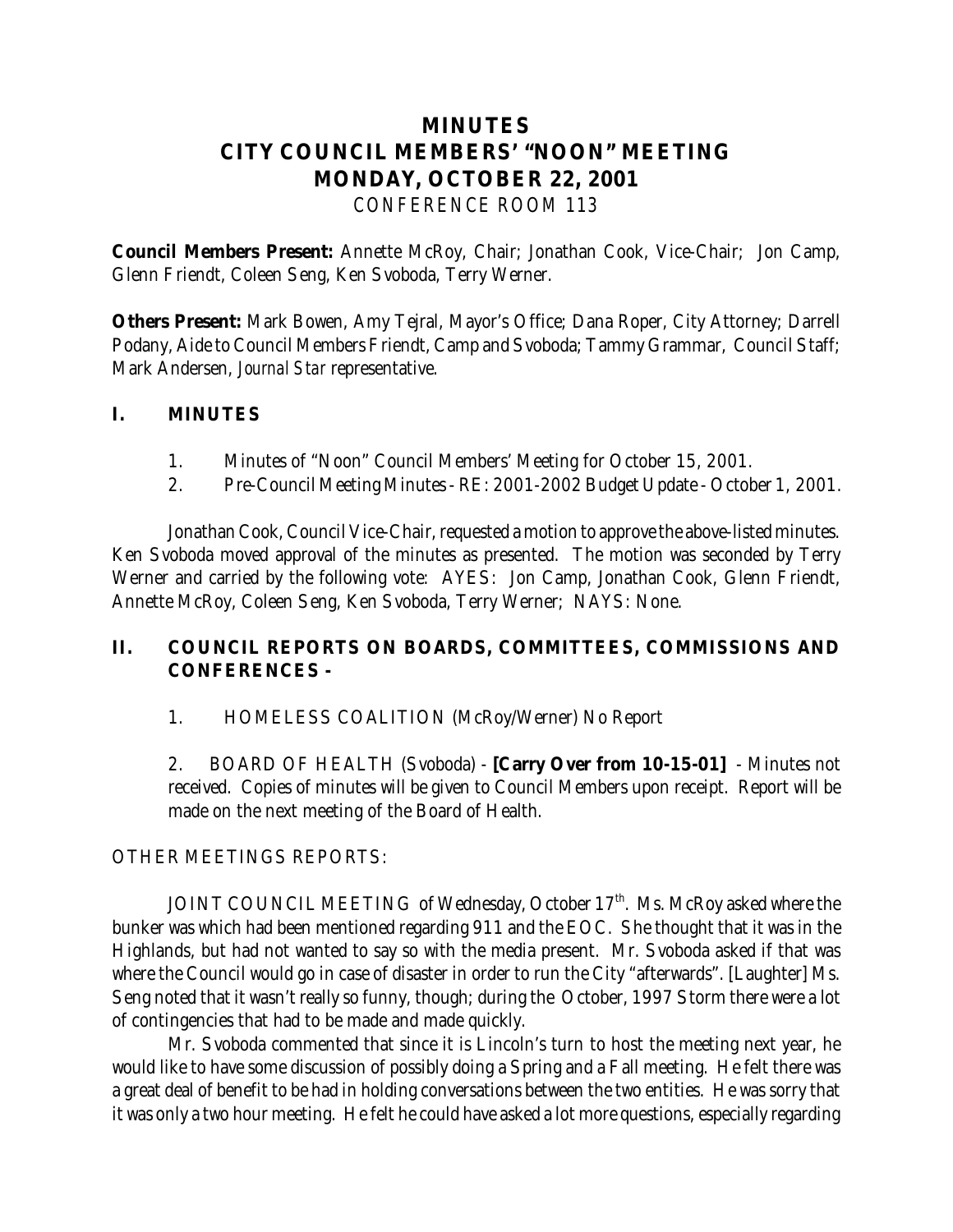# MINUTES
# CITY COUNCIL MEMBERS' "NOON" MEETING
# MONDAY, OCTOBER 22, 2001

CONFERENCE ROOM 113

**Council Members Present:** Annette McRoy, Chair; Jonathan Cook, Vice-Chair; Jon Camp, Glenn Friendt, Coleen Seng, Ken Svoboda, Terry Werner.

**Others Present:** Mark Bowen, Amy Tejral, Mayor's Office; Dana Roper, City Attorney; Darrell Podany, Aide to Council Members Friendt, Camp and Svoboda; Tammy Grammar, Council Staff; Mark Andersen, *Journal Star* representative.

## I. MINUTES

1. Minutes of "Noon" Council Members' Meeting for October 15, 2001.
2. Pre-Council Meeting Minutes - RE: 2001-2002 Budget Update - October 1, 2001.

Jonathan Cook, Council Vice-Chair, requested a motion to approve the above-listed minutes. Ken Svoboda moved approval of the minutes as presented. The motion was seconded by Terry Werner and carried by the following vote: AYES: Jon Camp, Jonathan Cook, Glenn Friendt, Annette McRoy, Coleen Seng, Ken Svoboda, Terry Werner; NAYS: None.

## II. COUNCIL REPORTS ON BOARDS, COMMITTEES, COMMISSIONS AND CONFERENCES -

1. HOMELESS COALITION (McRoy/Werner) No Report

2. BOARD OF HEALTH (Svoboda) - **[Carry Over from 10-15-01]** - Minutes not received. Copies of minutes will be given to Council Members upon receipt. Report will be made on the next meeting of the Board of Health.

OTHER MEETINGS REPORTS:

JOINT COUNCIL MEETING of Wednesday, October 17th. Ms. McRoy asked where the bunker was which had been mentioned regarding 911 and the EOC. She thought that it was in the Highlands, but had not wanted to say so with the media present. Mr. Svoboda asked if that was where the Council would go in case of disaster in order to run the City "afterwards". [Laughter] Ms. Seng noted that it wasn't really so funny, though; during the October, 1997 Storm there were a lot of contingencies that had to be made and made quickly.

Mr. Svoboda commented that since it is Lincoln's turn to host the meeting next year, he would like to have some discussion of possibly doing a Spring and a Fall meeting. He felt there was a great deal of benefit to be had in holding conversations between the two entities. He was sorry that it was only a two hour meeting. He felt he could have asked a lot more questions, especially regarding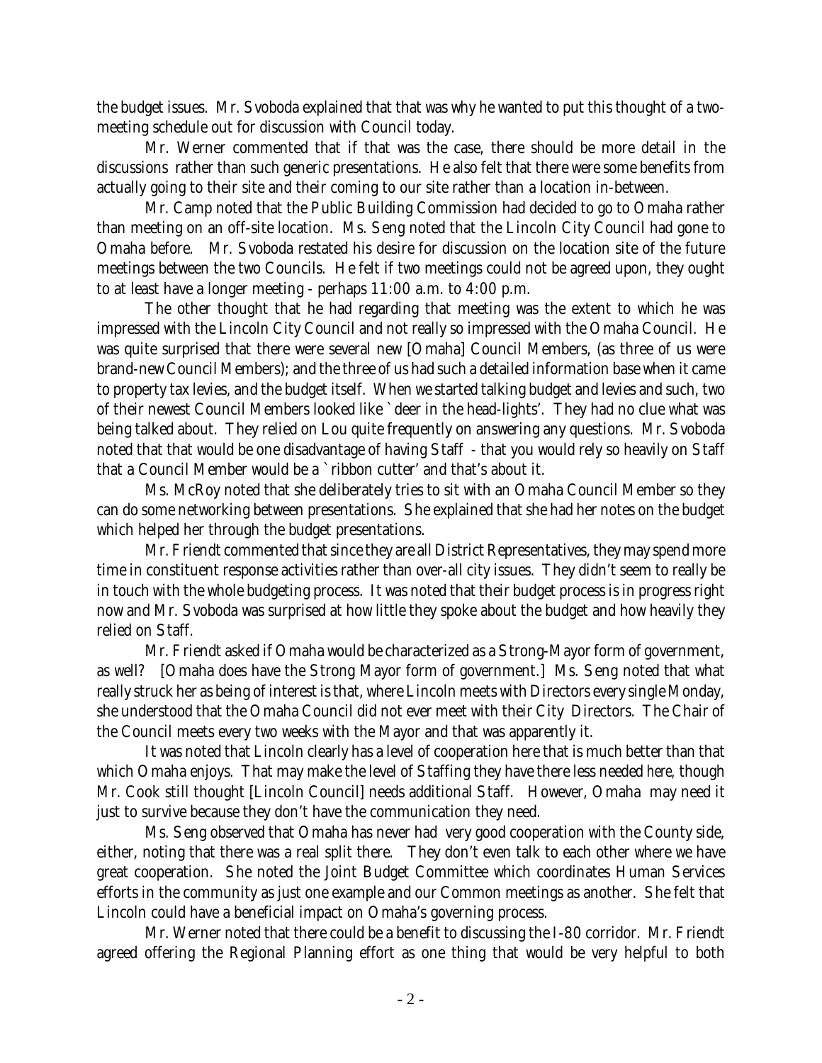the budget issues. Mr. Svoboda explained that that was why he wanted to put this thought of a two-meeting schedule out for discussion with Council today.

Mr. Werner commented that if that was the case, there should be more detail in the discussions rather than such generic presentations. He also felt that there were some benefits from actually going to their site and their coming to our site rather than a location in-between.

Mr. Camp noted that the Public Building Commission had decided to go to Omaha rather than meeting on an off-site location. Ms. Seng noted that the Lincoln City Council had gone to Omaha before. Mr. Svoboda restated his desire for discussion on the location site of the future meetings between the two Councils. He felt if two meetings could not be agreed upon, they ought to at least have a longer meeting - perhaps 11:00 a.m. to 4:00 p.m.

The other thought that he had regarding that meeting was the extent to which he was impressed with the Lincoln City Council and not really so impressed with the Omaha Council. He was quite surprised that there were several new [Omaha] Council Members, (as three of us were brand-new Council Members); and the three of us had such a detailed information base when it came to property tax levies, and the budget itself. When we started talking budget and levies and such, two of their newest Council Members looked like `deer in the head-lights'. They had no clue what was being talked about. They relied on Lou quite frequently on answering any questions. Mr. Svoboda noted that that would be one disadvantage of having Staff - that you would rely so heavily on Staff that a Council Member would be a `ribbon cutter' and that's about it.

Ms. McRoy noted that she deliberately tries to sit with an Omaha Council Member so they can do some networking between presentations. She explained that she had her notes on the budget which helped her through the budget presentations.

Mr. Friendt commented that since they are all District Representatives, they may spend more time in constituent response activities rather than over-all city issues. They didn't seem to really be in touch with the whole budgeting process. It was noted that their budget process is in progress right now and Mr. Svoboda was surprised at how little they spoke about the budget and how heavily they relied on Staff.

Mr. Friendt asked if Omaha would be characterized as a Strong-Mayor form of government, as well? [Omaha does have the Strong Mayor form of government.] Ms. Seng noted that what really struck her as being of interest is that, where Lincoln meets with Directors every single Monday, she understood that the Omaha Council did not ever meet with their City Directors. The Chair of the Council meets every two weeks with the Mayor and that was apparently it.

It was noted that Lincoln clearly has a level of cooperation here that is much better than that which Omaha enjoys. That may make the level of Staffing they have there less needed *here,* though Mr. Cook still thought [Lincoln Council] needs additional Staff. However, Omaha may need it just to survive because they don't have the communication they need.

Ms. Seng observed that Omaha has never had very good cooperation with the County side, either, noting that there was a real split there. They don't even talk to each other where we have great cooperation. She noted the Joint Budget Committee which coordinates Human Services efforts in the community as just one example and our Common meetings as another. She felt that Lincoln could have a beneficial impact on Omaha's governing process.

Mr. Werner noted that there could be a benefit to discussing the I-80 corridor. Mr. Friendt agreed offering the Regional Planning effort as one thing that would be very helpful to both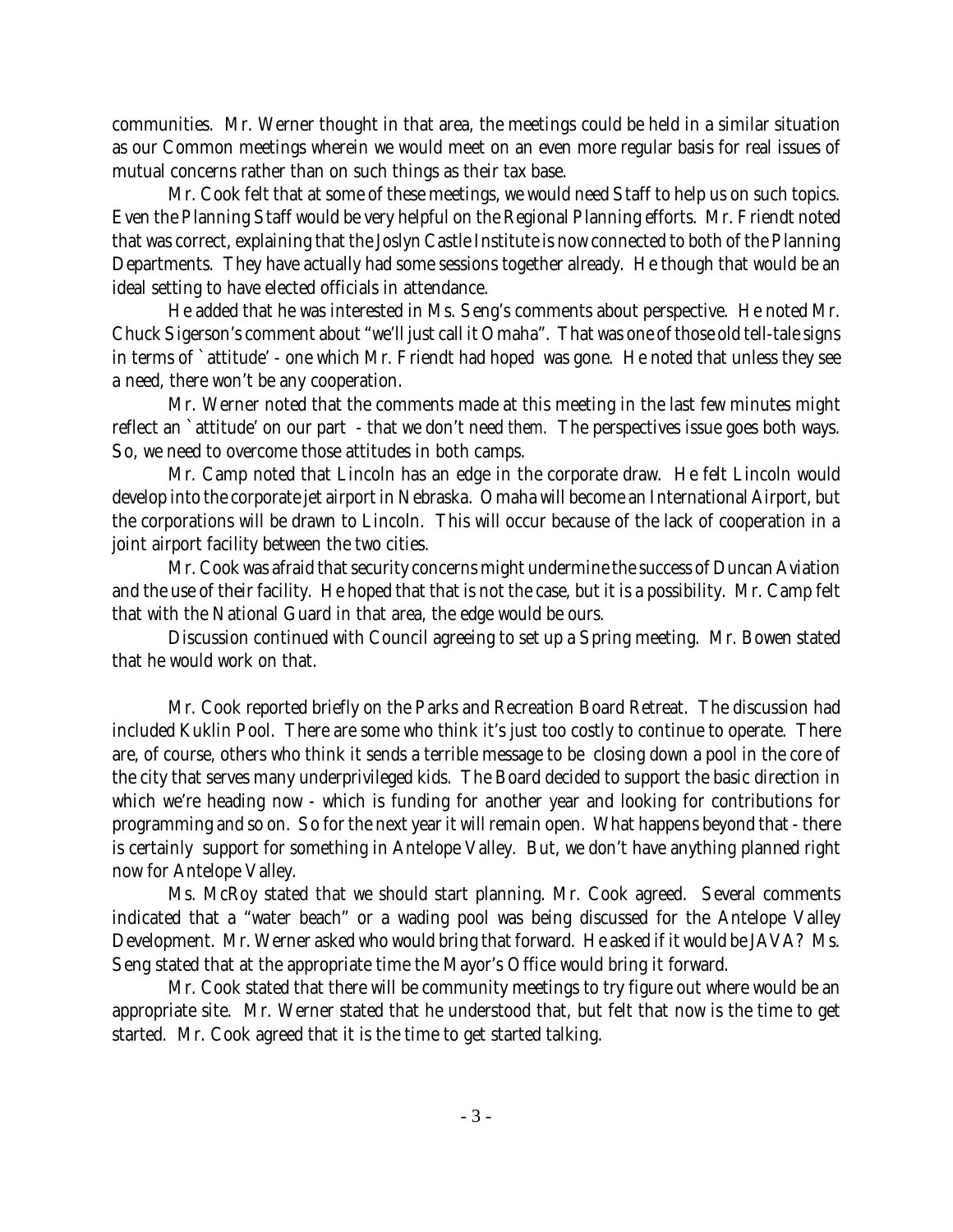communities. Mr. Werner thought in that area, the meetings could be held in a similar situation as our Common meetings wherein we would meet on an even more regular basis for real issues of mutual concerns rather than on such things as their tax base.

Mr. Cook felt that at some of these meetings, we would need Staff to help us on such topics. Even the Planning Staff would be very helpful on the Regional Planning efforts. Mr. Friendt noted that was correct, explaining that the Joslyn Castle Institute is now connected to both of the Planning Departments. They have actually had some sessions together already. He though that would be an ideal setting to have elected officials in attendance.

He added that he was interested in Ms. Seng's comments about perspective. He noted Mr. Chuck Sigerson's comment about "we'll just call it Omaha". That was one of those old tell-tale signs in terms of `attitude' - one which Mr. Friendt had hoped was gone. He noted that unless they see a need, there won't be any cooperation.

Mr. Werner noted that the comments made at this meeting in the last few minutes might reflect an `attitude' on our part - that we don't need *them*. The perspectives issue goes both ways. So, we need to overcome those attitudes in both camps.

Mr. Camp noted that Lincoln has an edge in the corporate draw. He felt Lincoln would develop into the corporate jet airport in Nebraska. Omaha will become an International Airport, but the corporations will be drawn to Lincoln. This will occur because of the lack of cooperation in a joint airport facility between the two cities.

Mr. Cook was afraid that security concerns might undermine the success of Duncan Aviation and the use of their facility. He hoped that that is not the case, but it is a possibility. Mr. Camp felt that with the National Guard in that area, the edge would be ours.

Discussion continued with Council agreeing to set up a Spring meeting. Mr. Bowen stated that he would work on that.

Mr. Cook reported briefly on the Parks and Recreation Board Retreat. The discussion had included Kuklin Pool. There are some who think it's just too costly to continue to operate. There are, of course, others who think it sends a terrible message to be closing down a pool in the core of the city that serves many underprivileged kids. The Board decided to support the basic direction in which we're heading now - which is funding for another year and looking for contributions for programming and so on. So for the next year it will remain open. What happens beyond that - there is certainly support for something in Antelope Valley. But, we don't have anything planned right now for Antelope Valley.

Ms. McRoy stated that we should start planning. Mr. Cook agreed. Several comments indicated that a "water beach" or a wading pool was being discussed for the Antelope Valley Development. Mr. Werner asked who would bring that forward. He asked if it would be JAVA? Ms. Seng stated that at the appropriate time the Mayor's Office would bring it forward.

Mr. Cook stated that there will be community meetings to try figure out where would be an appropriate site. Mr. Werner stated that he understood that, but felt that now is the time to get started. Mr. Cook agreed that it is the time to get started talking.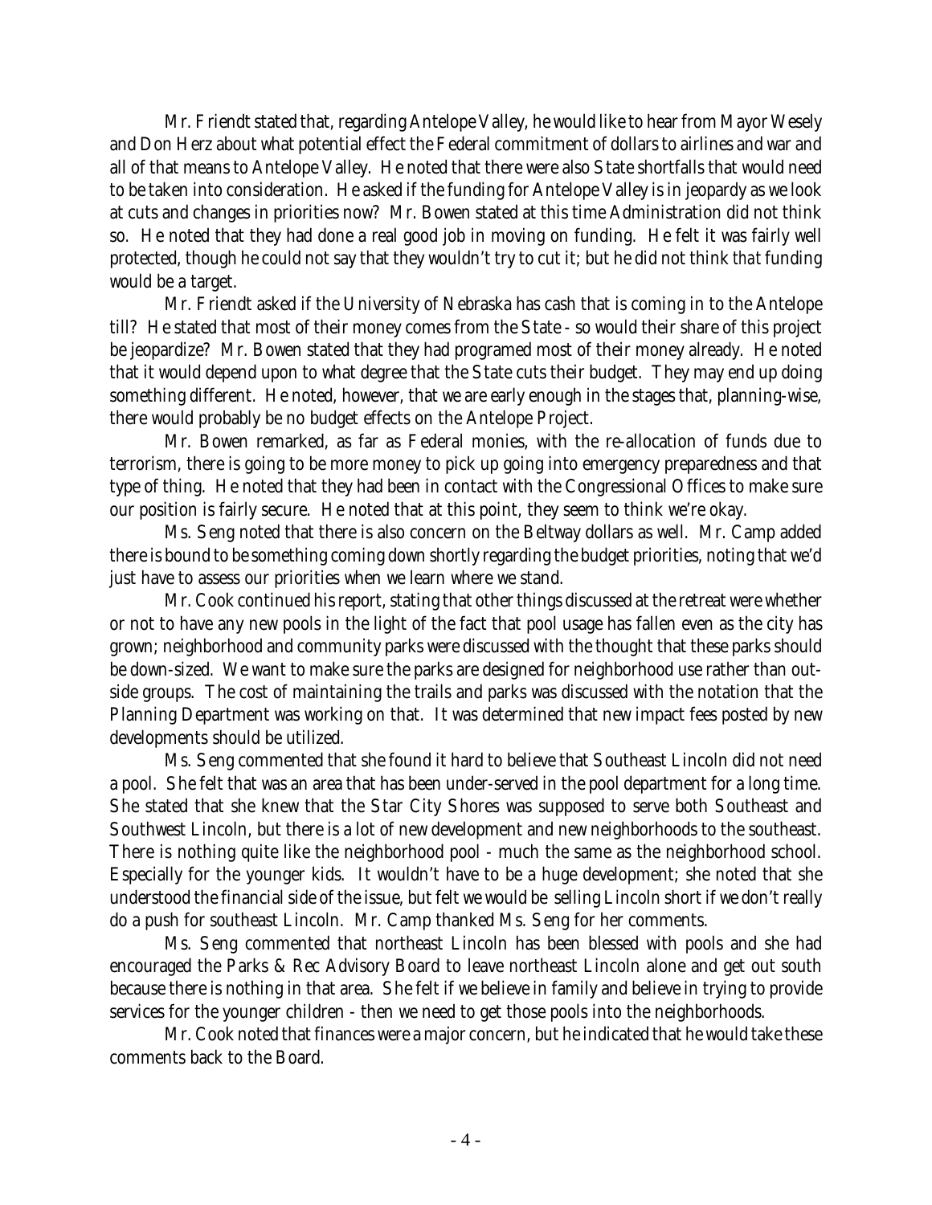Mr. Friendt stated that, regarding Antelope Valley, he would like to hear from Mayor Wesely and Don Herz about what potential effect the Federal commitment of dollars to airlines and war and all of that means to Antelope Valley. He noted that there were also State shortfalls that would need to be taken into consideration. He asked if the funding for Antelope Valley is in jeopardy as we look at cuts and changes in priorities now? Mr. Bowen stated at this time Administration did not think so. He noted that they had done a real good job in moving on funding. He felt it was fairly well protected, though he could not say that they wouldn't try to cut it; but he did not think *that* funding would be a target.

Mr. Friendt asked if the University of Nebraska has cash that is coming in to the Antelope till? He stated that most of their money comes from the State - so would their share of this project be jeopardize? Mr. Bowen stated that they had programed most of their money already. He noted that it would depend upon to what degree that the State cuts their budget. They may end up doing something different. He noted, however, that we are early enough in the stages that, planning-wise, there would probably be no budget effects on the Antelope Project.

Mr. Bowen remarked, as far as Federal monies, with the re-allocation of funds due to terrorism, there is going to be more money to pick up going into emergency preparedness and that type of thing. He noted that they had been in contact with the Congressional Offices to make sure our position is fairly secure. He noted that at this point, they seem to think we're okay.

Ms. Seng noted that there is also concern on the Beltway dollars as well. Mr. Camp added there is bound to be something coming down shortly regarding the budget priorities, noting that we'd just have to assess our priorities when we learn where we stand.

Mr. Cook continued his report, stating that other things discussed at the retreat were whether or not to have any new pools in the light of the fact that pool usage has fallen even as the city has grown; neighborhood and community parks were discussed with the thought that these parks should be down-sized. We want to make sure the parks are designed for neighborhood use rather than outside groups. The cost of maintaining the trails and parks was discussed with the notation that the Planning Department was working on that. It was determined that new impact fees posted by new developments should be utilized.

Ms. Seng commented that she found it hard to believe that Southeast Lincoln did not need a pool. She felt that was an area that has been under-served in the pool department for a long time. She stated that she knew that the Star City Shores was supposed to serve both Southeast and Southwest Lincoln, but there is a lot of new development and new neighborhoods to the southeast. There is nothing quite like the neighborhood pool - much the same as the neighborhood school. Especially for the younger kids. It wouldn't have to be a huge development; she noted that she understood the financial side of the issue, but felt we would be selling Lincoln short if we don't really do a push for southeast Lincoln. Mr. Camp thanked Ms. Seng for her comments.

Ms. Seng commented that northeast Lincoln has been blessed with pools and she had encouraged the Parks & Rec Advisory Board to leave northeast Lincoln alone and get out south because there is nothing in that area. She felt if we believe in family and believe in trying to provide services for the younger children - then we need to get those pools into the neighborhoods.

Mr. Cook noted that finances were a major concern, but he indicated that he would take these comments back to the Board.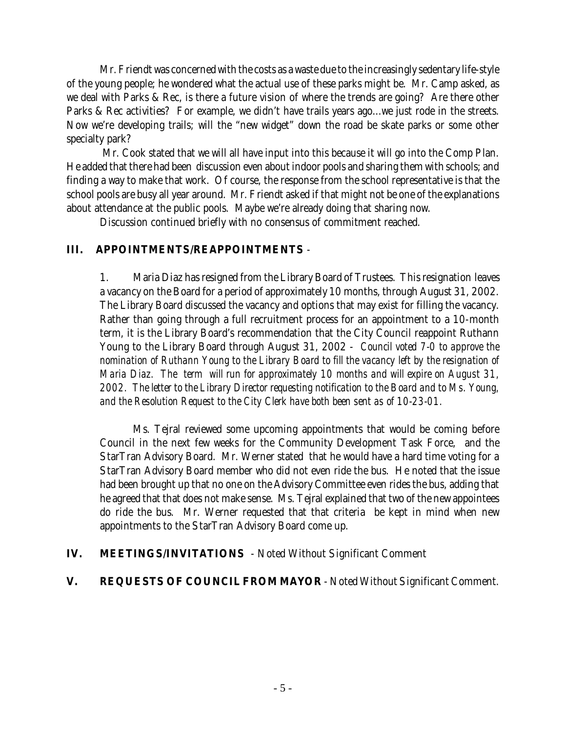Mr. Friendt was concerned with the costs as a waste due to the increasingly sedentary life-style of the young people; he wondered what the actual use of these parks might be. Mr. Camp asked, as we deal with Parks & Rec, is there a future vision of where the trends are going? Are there other Parks & Rec activities? For example, we didn't have trails years ago...we just rode in the streets. Now we're developing trails; will the "new widget" down the road be skate parks or some other specialty park?

Mr. Cook stated that we will all have input into this because it will go into the Comp Plan. He added that there had been discussion even about indoor pools and sharing them with schools; and finding a way to make that work. Of course, the response from the school representative is that the school pools are busy all year around. Mr. Friendt asked if that might not be one of the explanations about attendance at the public pools. Maybe we're already doing that sharing now.

Discussion continued briefly with no consensus of commitment reached.

## III. APPOINTMENTS/REAPPOINTMENTS -

1. Maria Diaz has resigned from the Library Board of Trustees. This resignation leaves a vacancy on the Board for a period of approximately 10 months, through August 31, 2002. The Library Board discussed the vacancy and options that may exist for filling the vacancy. Rather than going through a full recruitment process for an appointment to a 10-month term, it is the Library Board's recommendation that the City Council reappoint Ruthann Young to the Library Board through August 31, 2002 - *Council voted 7-0 to approve the nomination of Ruthann Young to the Library Board to fill the vacancy left by the resignation of Maria Diaz. The term will run for approximately 10 months and will expire on August 31, 2002. The letter to the Library Director requesting notification to the Board and to Ms. Young, and the Resolution Request to the City Clerk have both been sent as of 10-23-01.*

Ms. Tejral reviewed some upcoming appointments that would be coming before Council in the next few weeks for the Community Development Task Force, and the StarTran Advisory Board. Mr. Werner stated that he would have a hard time voting for a StarTran Advisory Board member who did not even ride the bus. He noted that the issue had been brought up that no one on the Advisory Committee even rides the bus, adding that he agreed that that does not make sense. Ms. Tejral explained that two of the new appointees do ride the bus. Mr. Werner requested that that criteria be kept in mind when new appointments to the StarTran Advisory Board come up.

## IV. MEETINGS/INVITATIONS - Noted Without Significant Comment

## V. REQUESTS OF COUNCIL FROM MAYOR - Noted Without Significant Comment.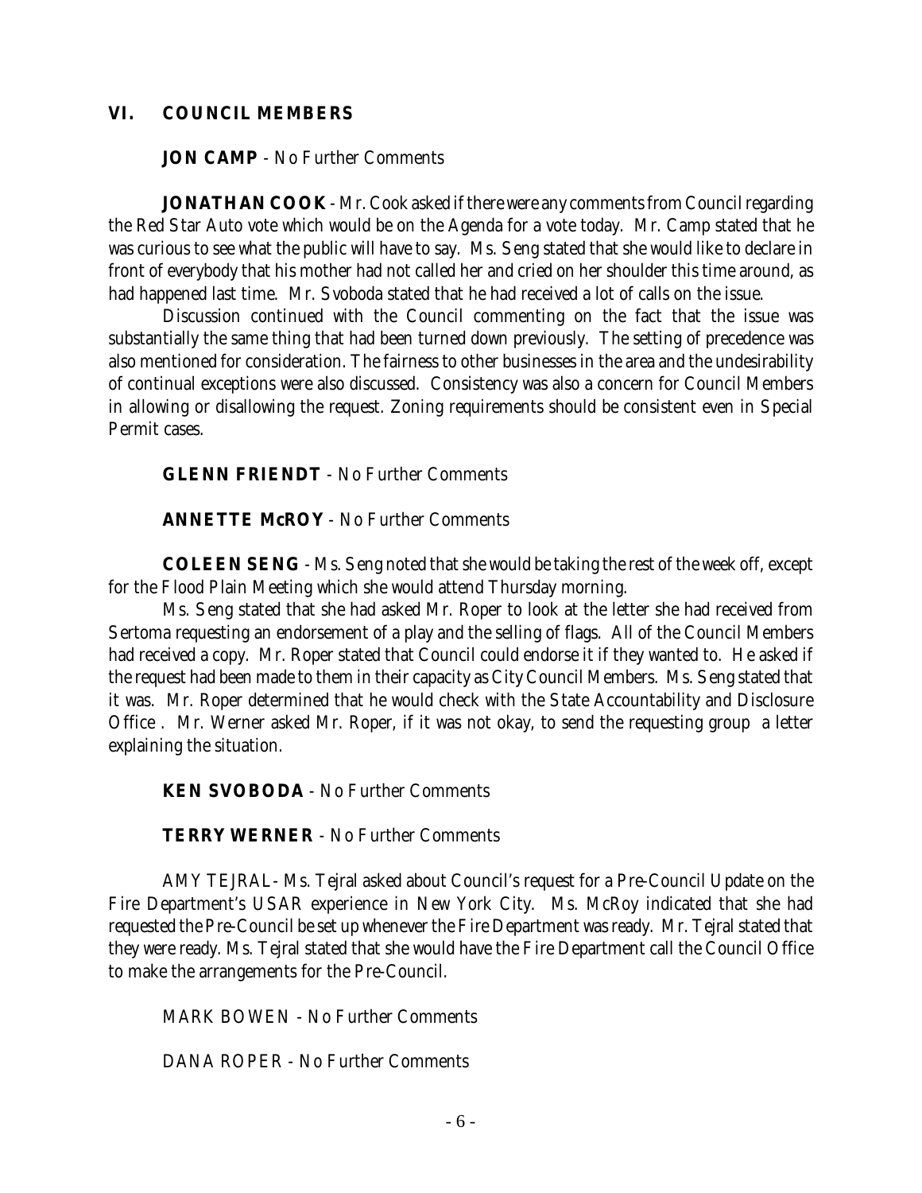## VI. COUNCIL MEMBERS

**JON CAMP** - No Further Comments

**JONATHAN COOK** - Mr. Cook asked if there were any comments from Council regarding the Red Star Auto vote which would be on the Agenda for a vote today. Mr. Camp stated that he was curious to see what the public will have to say. Ms. Seng stated that she would like to declare in front of everybody that his mother had not called her and cried on her shoulder this time around, as had happened last time. Mr. Svoboda stated that he had received a lot of calls on the issue.

Discussion continued with the Council commenting on the fact that the issue was substantially the same thing that had been turned down previously. The setting of precedence was also mentioned for consideration. The fairness to other businesses in the area and the undesirability of continual exceptions were also discussed. Consistency was also a concern for Council Members in allowing or disallowing the request. Zoning requirements should be consistent even in Special Permit cases.

**GLENN FRIENDT** - No Further Comments

**ANNETTE McROY** - No Further Comments

**COLEEN SENG** - Ms. Seng noted that she would be taking the rest of the week off, except for the Flood Plain Meeting which she would attend Thursday morning.

Ms. Seng stated that she had asked Mr. Roper to look at the letter she had received from Sertoma requesting an endorsement of a play and the selling of flags. All of the Council Members had received a copy. Mr. Roper stated that Council could endorse it if they wanted to. He asked if the request had been made to them in their capacity as City Council Members. Ms. Seng stated that it was. Mr. Roper determined that he would check with the State Accountability and Disclosure Office . Mr. Werner asked Mr. Roper, if it was not okay, to send the requesting group a letter explaining the situation.

**KEN SVOBODA** - No Further Comments

**TERRY WERNER** - No Further Comments

AMY TEJRAL - Ms. Tejral asked about Council's request for a Pre-Council Update on the Fire Department's USAR experience in New York City. Ms. McRoy indicated that she had requested the Pre-Council be set up whenever the Fire Department was ready. Mr. Tejral stated that they were ready. Ms. Tejral stated that she would have the Fire Department call the Council Office to make the arrangements for the Pre-Council.

MARK BOWEN - No Further Comments

DANA ROPER - No Further Comments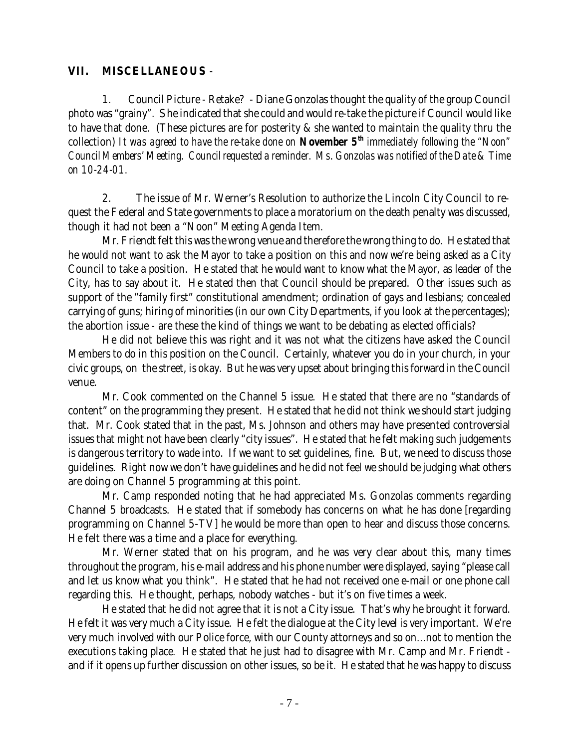## VII. MISCELLANEOUS -

1. Council Picture - Retake? - Diane Gonzolas thought the quality of the group Council photo was "grainy". She indicated that she could and would re-take the picture if Council would like to have that done. (These pictures are for posterity & she wanted to maintain the quality thru the collection) *It was agreed to have the re-take done on* ***November 5***$^{th}$ *immediately following the "Noon" Council Members' Meeting. Council requested a reminder. Ms. Gonzolas was notified of the Date & Time on 10-24-01.*

2. The issue of Mr. Werner's Resolution to authorize the Lincoln City Council to request the Federal and State governments to place a moratorium on the death penalty was discussed, though it had not been a "Noon" Meeting Agenda Item.

Mr. Friendt felt this was the wrong venue and therefore the wrong thing to do. He stated that he would not want to ask the Mayor to take a position on this and now we're being asked as a City Council to take a position. He stated that he would want to know what the Mayor, as leader of the City, has to say about it. He stated then that Council should be prepared. Other issues such as support of the "family first" constitutional amendment; ordination of gays and lesbians; concealed carrying of guns; hiring of minorities (in our own City Departments, if you look at the percentages); the abortion issue - are these the kind of things we want to be debating as elected officials?

He did not believe this was right and it was not what the citizens have asked the Council Members to do in this position on the Council. Certainly, whatever you do in your church, in your civic groups, on the street, is okay. But he was very upset about bringing this forward in the Council venue.

Mr. Cook commented on the Channel 5 issue. He stated that there are no "standards of content" on the programming they present. He stated that he did not think we should start judging that. Mr. Cook stated that in the past, Ms. Johnson and others may have presented controversial issues that might not have been clearly "city issues". He stated that he felt making such judgements is dangerous territory to wade into. If we want to set guidelines, fine. But, we need to discuss those guidelines. Right now we don't have guidelines and he did not feel we should be judging what others are doing on Channel 5 programming at this point.

Mr. Camp responded noting that he had appreciated Ms. Gonzolas comments regarding Channel 5 broadcasts. He stated that if somebody has concerns on what he has done [regarding programming on Channel 5-TV] he would be more than open to hear and discuss those concerns. He felt there was a time and a place for everything.

Mr. Werner stated that on his program, and he was very clear about this, many times throughout the program, his e-mail address and his phone number were displayed, saying "please call and let us know what you think". He stated that he had not received one e-mail or one phone call regarding this. He thought, perhaps, nobody watches - but it's on five times a week.

He stated that he did not agree that it is not a City issue. That's why he brought it forward. He felt it was very much a City issue. He felt the dialogue at the City level is very important. We're very much involved with our Police force, with our County attorneys and so on...not to mention the executions taking place. He stated that he just had to disagree with Mr. Camp and Mr. Friendt - and if it opens up further discussion on other issues, so be it. He stated that he was happy to discuss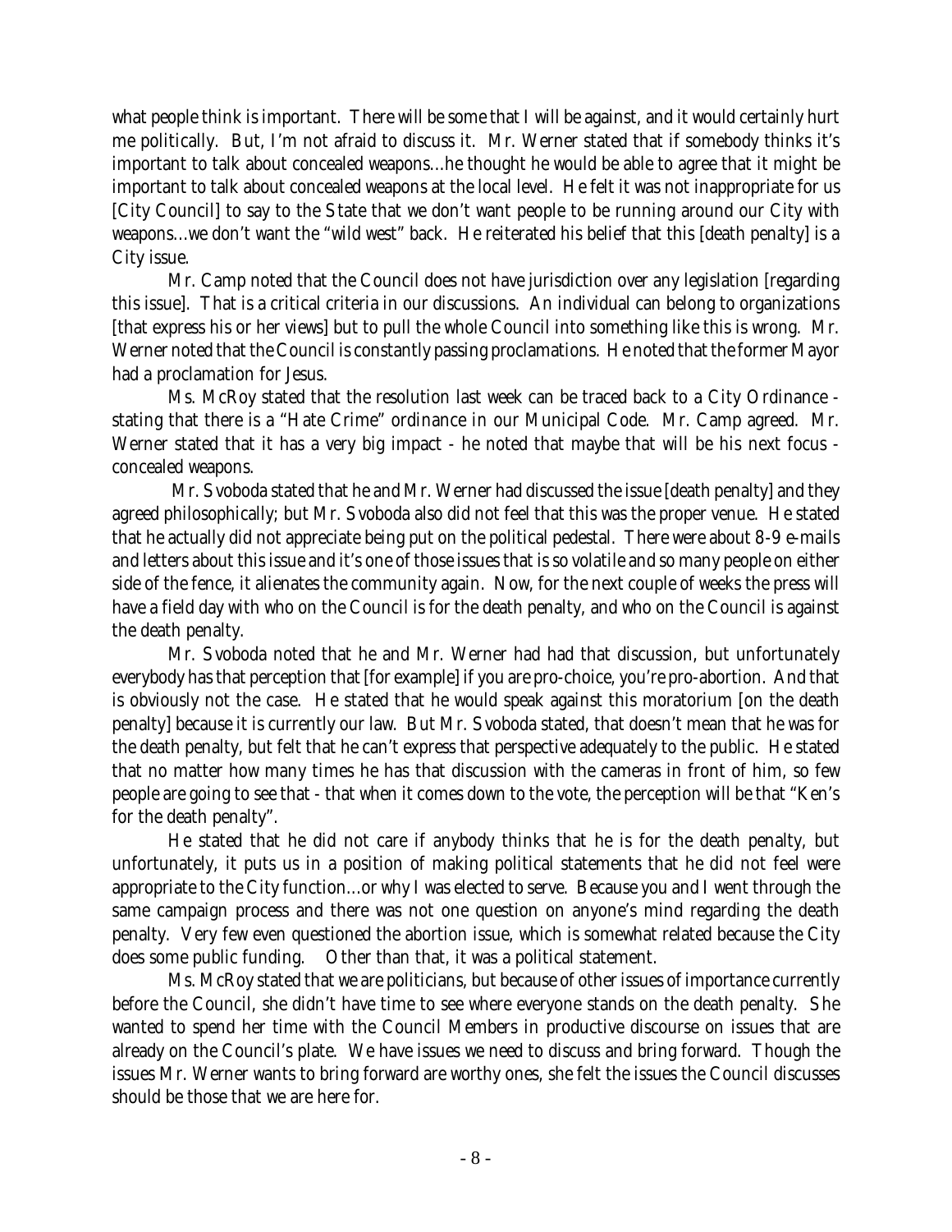what people think is important. There will be some that I will be against, and it would certainly hurt me politically. But, I'm not afraid to discuss it. Mr. Werner stated that if somebody thinks it's important to talk about concealed weapons...he thought he would be able to agree that it might be important to talk about concealed weapons at the local level. He felt it was not inappropriate for us [City Council] to say to the State that we don't want people to be running around our City with weapons...we don't want the "wild west" back. He reiterated his belief that this [death penalty] is a City issue.

Mr. Camp noted that the Council does not have jurisdiction over any legislation [regarding this issue]. That is a critical criteria in our discussions. An individual can belong to organizations [that express his or her views] but to pull the whole Council into something like this is wrong. Mr. Werner noted that the Council is constantly passing proclamations. He noted that the former Mayor had a proclamation for Jesus.

Ms. McRoy stated that the resolution last week can be traced back to a City Ordinance - stating that there is a "Hate Crime" ordinance in our Municipal Code. Mr. Camp agreed. Mr. Werner stated that it has a very big impact - he noted that maybe that will be his next focus - concealed weapons.

Mr. Svoboda stated that he and Mr. Werner had discussed the issue [death penalty] and they agreed philosophically; but Mr. Svoboda also did not feel that this was the proper venue. He stated that he actually did not appreciate being put on the political pedestal. There were about 8-9 e-mails and letters about this issue and it's one of those issues that is so volatile and so many people on either side of the fence, it alienates the community again. Now, for the next couple of weeks the press will have a field day with who on the Council is for the death penalty, and who on the Council is against the death penalty.

Mr. Svoboda noted that he and Mr. Werner had had that discussion, but unfortunately everybody has that perception that [for example] if you are pro-choice, you're pro-abortion. And that is obviously not the case. He stated that he would speak against this moratorium [on the death penalty] because it is currently our law. But Mr. Svoboda stated, that doesn't mean that he was for the death penalty, but felt that he can't express that perspective adequately to the public. He stated that no matter how many times he has that discussion with the cameras in front of him, so few people are going to see that - that when it comes down to the vote, the perception will be that "Ken's for the death penalty".

He stated that he did not care if anybody thinks that he is for the death penalty, but unfortunately, it puts us in a position of making political statements that he did not feel were appropriate to the City function...or why I was elected to serve. Because you and I went through the same campaign process and there was not one question on anyone's mind regarding the death penalty. Very few even questioned the abortion issue, which is somewhat related because the City does some public funding. Other than that, it was a political statement.

Ms. McRoy stated that we are politicians, but because of other issues of importance currently before the Council, she didn't have time to see where everyone stands on the death penalty. She wanted to spend her time with the Council Members in productive discourse on issues that are already on the Council's plate. We have issues we need to discuss and bring forward. Though the issues Mr. Werner wants to bring forward are worthy ones, she felt the issues the Council discusses should be those that we are here for.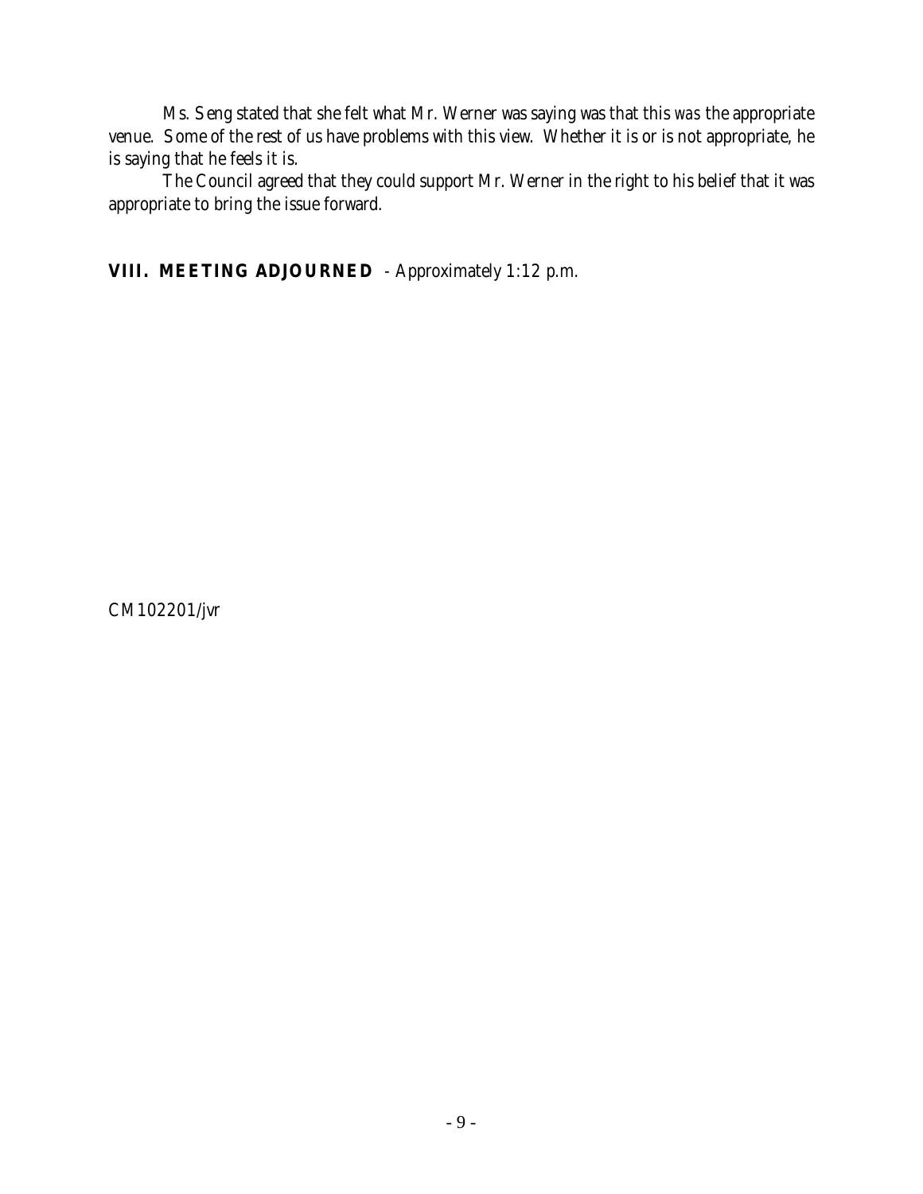Ms. Seng stated that she felt what Mr. Werner was saying was that this *was* the appropriate venue. Some of the rest of us have problems with this view. Whether it is or is not appropriate, he is saying that he feels it is.

The Council agreed that they could support Mr. Werner in the right to his belief that it was appropriate to bring the issue forward.

**VIII. MEETING ADJOURNED** - Approximately 1:12 p.m.

CM102201/jvr